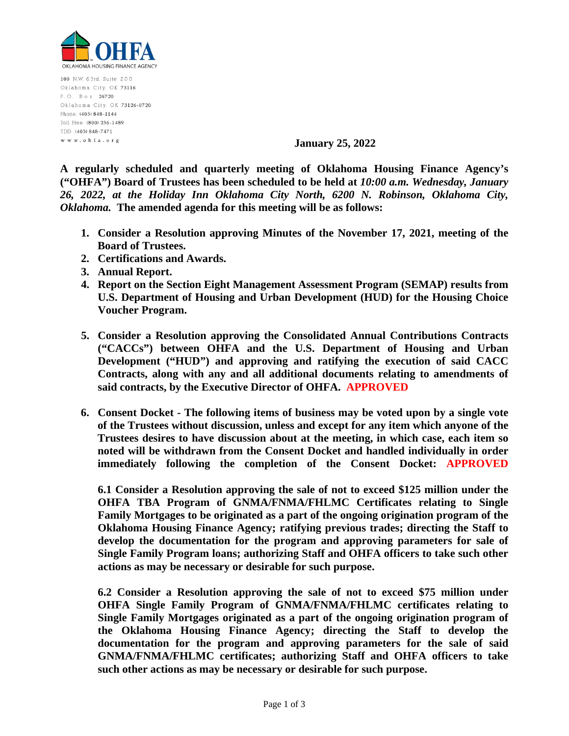OHFA

OKLAHOMA HOUSING FINANCE AGENCY

100 N.W. 63rd, Suite 200
Oklahoma City, OK 73116
P.O. Box 26720
Oklahoma City, OK 73126-0720
Phone: (405) 848-1144
Toll Free: (800) 256-1489
TDD: (405) 848-7471
www.ohfa.org

**January 25, 2022**

**A regularly scheduled and quarterly meeting of Oklahoma Housing Finance Agency's ("OHFA") Board of Trustees has been scheduled to be held at** ***10:00 a.m. Wednesday, January 26, 2022, at the Holiday Inn Oklahoma City North, 6200 N. Robinson, Oklahoma City, Oklahoma.*** **The amended agenda for this meeting will be as follows:**

1. **Consider a Resolution approving Minutes of the November 17, 2021, meeting of the Board of Trustees.**
2. **Certifications and Awards.**
3. **Annual Report.**
4. **Report on the Section Eight Management Assessment Program (SEMAP) results from U.S. Department of Housing and Urban Development (HUD) for the Housing Choice Voucher Program.**
5. **Consider a Resolution approving the Consolidated Annual Contributions Contracts ("CACCs") between OHFA and the U.S. Department of Housing and Urban Development ("HUD") and approving and ratifying the execution of said CACC Contracts, along with any and all additional documents relating to amendments of said contracts, by the Executive Director of OHFA. APPROVED**
6. **Consent Docket - The following items of business may be voted upon by a single vote of the Trustees without discussion, unless and except for any item which anyone of the Trustees desires to have discussion about at the meeting, in which case, each item so noted will be withdrawn from the Consent Docket and handled individually in order immediately following the completion of the Consent Docket: APPROVED**

   **6.1 Consider a Resolution approving the sale of not to exceed \$125 million under the OHFA TBA Program of GNMA/FNMA/FHLMC Certificates relating to Single Family Mortgages to be originated as a part of the ongoing origination program of the Oklahoma Housing Finance Agency; ratifying previous trades; directing the Staff to develop the documentation for the program and approving parameters for sale of Single Family Program loans; authorizing Staff and OHFA officers to take such other actions as may be necessary or desirable for such purpose.**

   **6.2 Consider a Resolution approving the sale of not to exceed \$75 million under OHFA Single Family Program of GNMA/FNMA/FHLMC certificates relating to Single Family Mortgages originated as a part of the ongoing origination program of the Oklahoma Housing Finance Agency; directing the Staff to develop the documentation for the program and approving parameters for the sale of said GNMA/FNMA/FHLMC certificates; authorizing Staff and OHFA officers to take such other actions as may be necessary or desirable for such purpose.**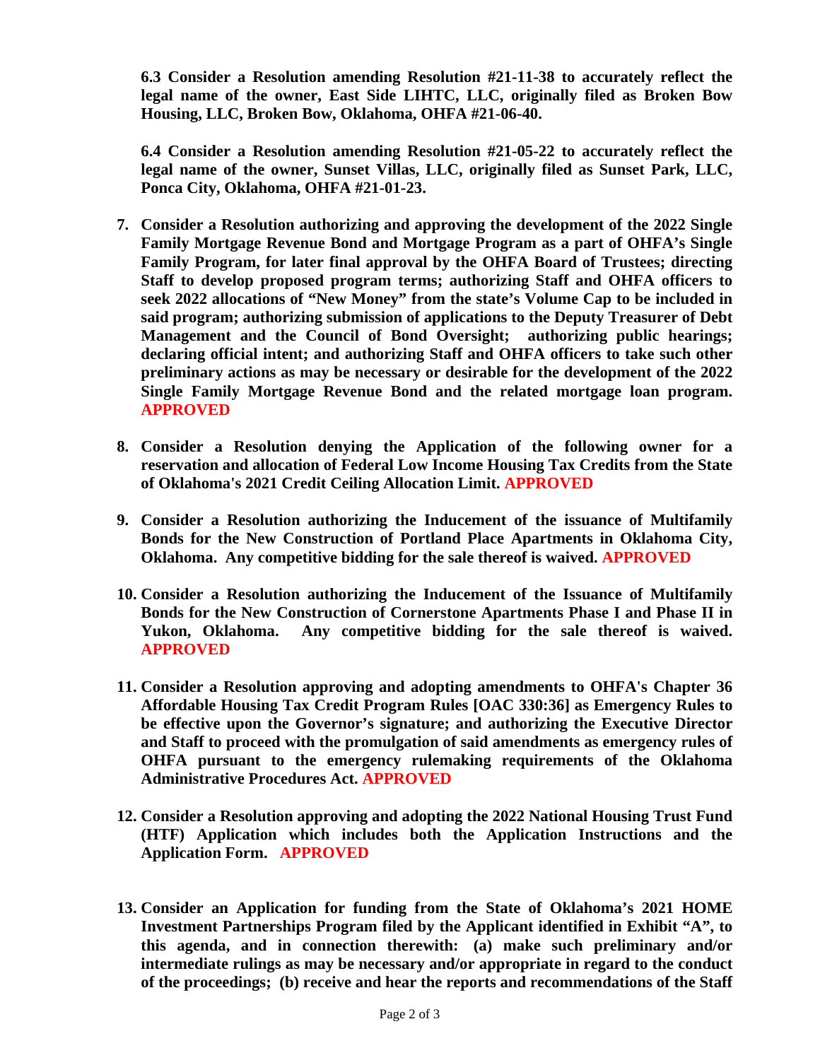**6.3 Consider a Resolution amending Resolution #21-11-38 to accurately reflect the legal name of the owner, East Side LIHTC, LLC, originally filed as Broken Bow Housing, LLC, Broken Bow, Oklahoma, OHFA #21-06-40.**

**6.4 Consider a Resolution amending Resolution #21-05-22 to accurately reflect the legal name of the owner, Sunset Villas, LLC, originally filed as Sunset Park, LLC, Ponca City, Oklahoma, OHFA #21-01-23.**

7. **Consider a Resolution authorizing and approving the development of the 2022 Single Family Mortgage Revenue Bond and Mortgage Program as a part of OHFA's Single Family Program, for later final approval by the OHFA Board of Trustees; directing Staff to develop proposed program terms; authorizing Staff and OHFA officers to seek 2022 allocations of "New Money" from the state's Volume Cap to be included in said program; authorizing submission of applications to the Deputy Treasurer of Debt Management and the Council of Bond Oversight; authorizing public hearings; declaring official intent; and authorizing Staff and OHFA officers to take such other preliminary actions as may be necessary or desirable for the development of the 2022 Single Family Mortgage Revenue Bond and the related mortgage loan program. APPROVED**

8. **Consider a Resolution denying the Application of the following owner for a reservation and allocation of Federal Low Income Housing Tax Credits from the State of Oklahoma's 2021 Credit Ceiling Allocation Limit. APPROVED**

9. **Consider a Resolution authorizing the Inducement of the issuance of Multifamily Bonds for the New Construction of Portland Place Apartments in Oklahoma City, Oklahoma. Any competitive bidding for the sale thereof is waived. APPROVED**

10. **Consider a Resolution authorizing the Inducement of the Issuance of Multifamily Bonds for the New Construction of Cornerstone Apartments Phase I and Phase II in Yukon, Oklahoma. Any competitive bidding for the sale thereof is waived. APPROVED**

11. **Consider a Resolution approving and adopting amendments to OHFA's Chapter 36 Affordable Housing Tax Credit Program Rules [OAC 330:36] as Emergency Rules to be effective upon the Governor's signature; and authorizing the Executive Director and Staff to proceed with the promulgation of said amendments as emergency rules of OHFA pursuant to the emergency rulemaking requirements of the Oklahoma Administrative Procedures Act. APPROVED**

12. **Consider a Resolution approving and adopting the 2022 National Housing Trust Fund (HTF) Application which includes both the Application Instructions and the Application Form. APPROVED**

13. **Consider an Application for funding from the State of Oklahoma's 2021 HOME Investment Partnerships Program filed by the Applicant identified in Exhibit "A", to this agenda, and in connection therewith: (a) make such preliminary and/or intermediate rulings as may be necessary and/or appropriate in regard to the conduct of the proceedings; (b) receive and hear the reports and recommendations of the Staff**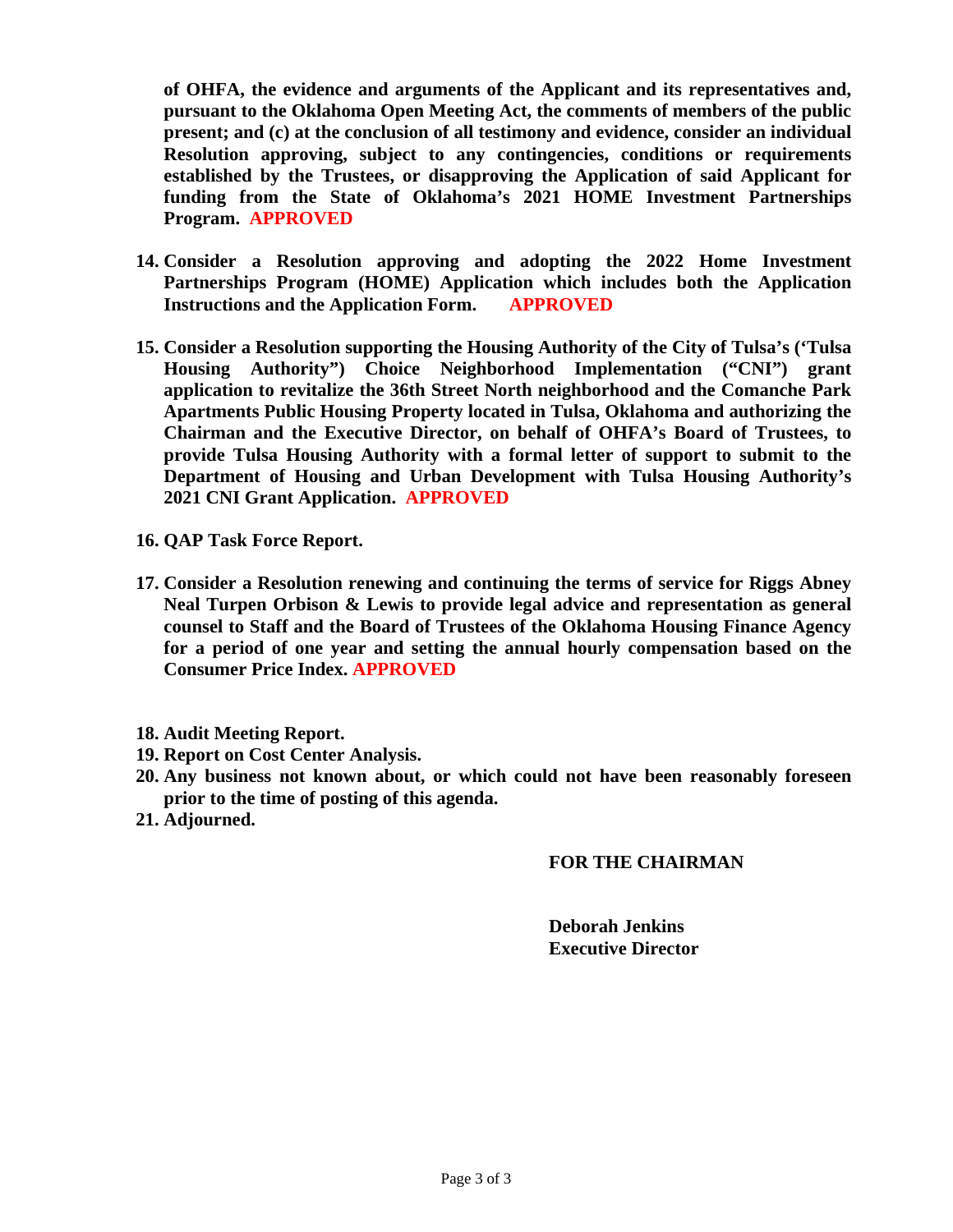**of OHFA, the evidence and arguments of the Applicant and its representatives and, pursuant to the Oklahoma Open Meeting Act, the comments of members of the public present; and (c) at the conclusion of all testimony and evidence, consider an individual Resolution approving, subject to any contingencies, conditions or requirements established by the Trustees, or disapproving the Application of said Applicant for funding from the State of Oklahoma's 2021 HOME Investment Partnerships Program. APPROVED**

14. **Consider a Resolution approving and adopting the 2022 Home Investment Partnerships Program (HOME) Application which includes both the Application Instructions and the Application Form. APPROVED**

15. **Consider a Resolution supporting the Housing Authority of the City of Tulsa's ('Tulsa Housing Authority") Choice Neighborhood Implementation ("CNI") grant application to revitalize the 36th Street North neighborhood and the Comanche Park Apartments Public Housing Property located in Tulsa, Oklahoma and authorizing the Chairman and the Executive Director, on behalf of OHFA's Board of Trustees, to provide Tulsa Housing Authority with a formal letter of support to submit to the Department of Housing and Urban Development with Tulsa Housing Authority's 2021 CNI Grant Application. APPROVED**

16. **QAP Task Force Report.**

17. **Consider a Resolution renewing and continuing the terms of service for Riggs Abney Neal Turpen Orbison & Lewis to provide legal advice and representation as general counsel to Staff and the Board of Trustees of the Oklahoma Housing Finance Agency for a period of one year and setting the annual hourly compensation based on the Consumer Price Index. APPROVED**

18. **Audit Meeting Report.**
19. **Report on Cost Center Analysis.**
20. **Any business not known about, or which could not have been reasonably foreseen prior to the time of posting of this agenda.**
21. **Adjourned.**

**FOR THE CHAIRMAN**

**Deborah Jenkins**
**Executive Director**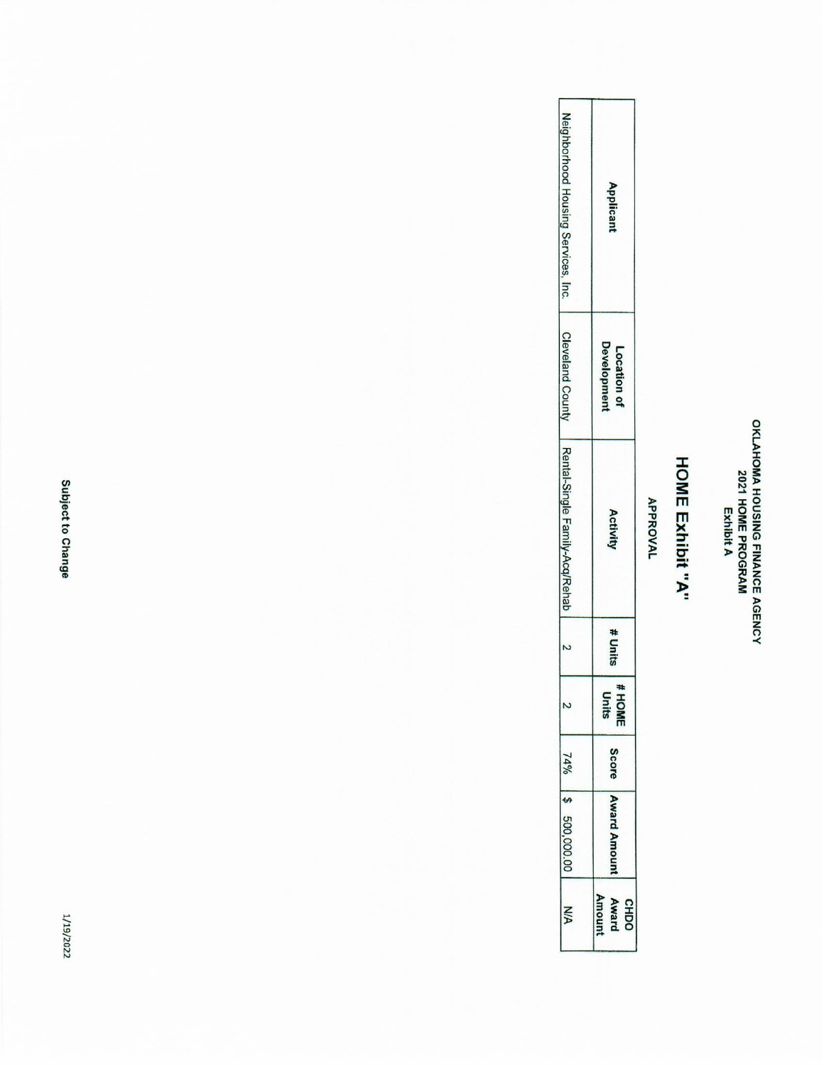**OKLAHOMA HOUSING FINANCE AGENCY**
**2021 HOME PROGRAM**
**Exhibit A**

# HOME Exhibit "A"

**APPROVAL**

| Applicant | Location of Development | Activity | # Units | # HOME Units | Score | Award Amount | CHDO Award Amount |
|---|---|---|---|---|---|---|---|
| Neighborhood Housing Services, Inc. | Cleveland County | Rental-Single Family-Acq/Rehab | 2 | 2 | 74% | $ 500,000.00 | N/A |

**Subject to Change**

1/19/2022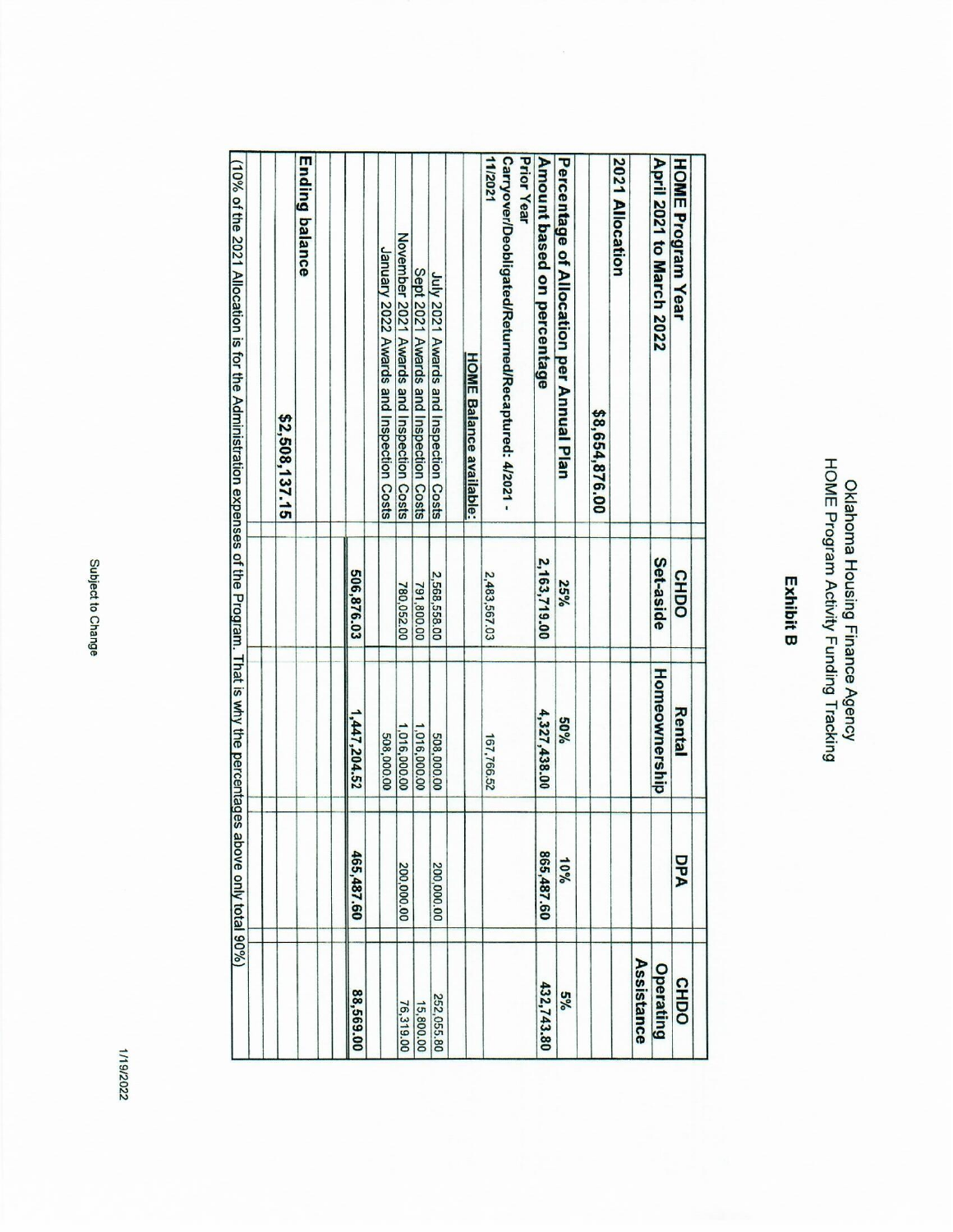Oklahoma Housing Finance Agency
HOME Program Activity Funding Tracking

**Exhibit B**

| HOME Program Year April 2021 to March 2022 | CHDO Set-aside | Rental Homeownership | DPA | CHDO Operating Assistance |
|---|---|---|---|---|
| | | | | |
| **2021 Allocation** **$8,654,876.00** | | | | |
| | | | | |
| **Percentage of Allocation per Annual Plan** | **25%** | **50%** | **10%** | **5%** |
| **Amount based on percentage** | **2,163,719.00** | **4,327,438.00** | **865,487.60** | **432,743.80** |
| Prior Year Carryover/Deobligated/Returned/Recaptured: 4/2021 - 11/2021 | 2,483,567.03 | 167,766.52 | | |
| HOME Balance available: | | | | |
| July 2021 Awards and Inspection Costs | 2,568,558.00 | 508,000.00 | 200,000.00 | 252,055.80 |
| Sept 2021 Awards and Inspection Costs | 791,800.00 | 1,016,000.00 | | 15,800.00 |
| November 2021 Awards and Inspection Costs | 780,052.00 | 1,016,000.00 | 200,000.00 | 76,319.00 |
| January 2022 Awards and Inspection Costs | | 508,000.00 | | |
| | 506,876.03 | 1,447,204.52 | 465,487.60 | 88,569.00 |
| | | | | |
| **Ending balance** **$2,508,137.15** | | | | |
| | | | | |
| (10% of the 2021 Allocation is for the Administration expenses of the Program. That is why the percentages above only total 90%) | | | | |

Subject to Change

1/19/2022